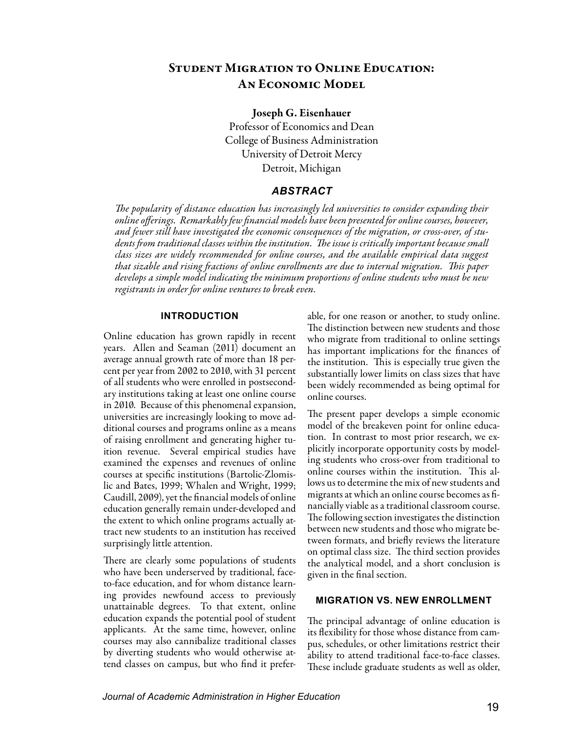# Student Migration to Online Education: An Economic Model

**Joseph G. Eisenhauer**
Professor of Economics and Dean
College of Business Administration
University of Detroit Mercy
Detroit, Michigan

## *ABSTRACT*

*The popularity of distance education has increasingly led universities to consider expanding their online offerings. Remarkably few financial models have been presented for online courses, however, and fewer still have investigated the economic consequences of the migration, or cross-over, of students from traditional classes within the institution. The issue is critically important because small class sizes are widely recommended for online courses, and the available empirical data suggest that sizable and rising fractions of online enrollments are due to internal migration. This paper develops a simple model indicating the minimum proportions of online students who must be new registrants in order for online ventures to break even.*

## INTRODUCTION

Online education has grown rapidly in recent years. Allen and Seaman (2011) document an average annual growth rate of more than 18 percent per year from 2002 to 2010, with 31 percent of all students who were enrolled in postsecondary institutions taking at least one online course in 2010. Because of this phenomenal expansion, universities are increasingly looking to move additional courses and programs online as a means of raising enrollment and generating higher tuition revenue. Several empirical studies have examined the expenses and revenues of online courses at specific institutions (Bartolic-Zlomislic and Bates, 1999; Whalen and Wright, 1999; Caudill, 2009), yet the financial models of online education generally remain under-developed and the extent to which online programs actually attract new students to an institution has received surprisingly little attention.

There are clearly some populations of students who have been underserved by traditional, face-to-face education, and for whom distance learning provides newfound access to previously unattainable degrees. To that extent, online education expands the potential pool of student applicants. At the same time, however, online courses may also cannibalize traditional classes by diverting students who would otherwise attend classes on campus, but who find it preferable, for one reason or another, to study online. The distinction between new students and those who migrate from traditional to online settings has important implications for the finances of the institution. This is especially true given the substantially lower limits on class sizes that have been widely recommended as being optimal for online courses.

The present paper develops a simple economic model of the breakeven point for online education. In contrast to most prior research, we explicitly incorporate opportunity costs by modeling students who cross-over from traditional to online courses within the institution. This allows us to determine the mix of new students and migrants at which an online course becomes as financially viable as a traditional classroom course. The following section investigates the distinction between new students and those who migrate between formats, and briefly reviews the literature on optimal class size. The third section provides the analytical model, and a short conclusion is given in the final section.

## MIGRATION VS. NEW ENROLLMENT

The principal advantage of online education is its flexibility for those whose distance from campus, schedules, or other limitations restrict their ability to attend traditional face-to-face classes. These include graduate students as well as older,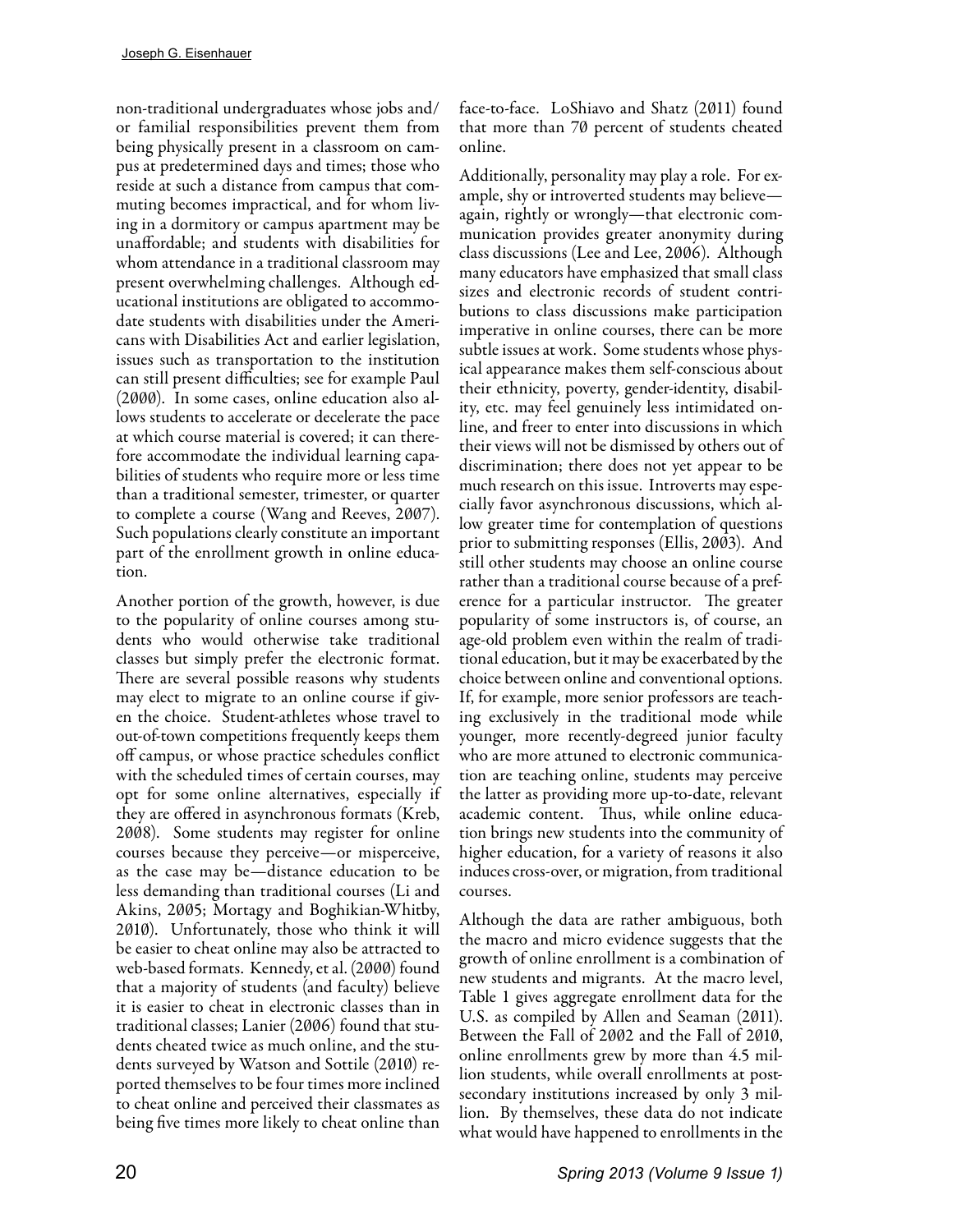non-traditional undergraduates whose jobs and/or familial responsibilities prevent them from being physically present in a classroom on campus at predetermined days and times; those who reside at such a distance from campus that commuting becomes impractical, and for whom living in a dormitory or campus apartment may be unaffordable; and students with disabilities for whom attendance in a traditional classroom may present overwhelming challenges. Although educational institutions are obligated to accommodate students with disabilities under the Americans with Disabilities Act and earlier legislation, issues such as transportation to the institution can still present difficulties; see for example Paul (2000). In some cases, online education also allows students to accelerate or decelerate the pace at which course material is covered; it can therefore accommodate the individual learning capabilities of students who require more or less time than a traditional semester, trimester, or quarter to complete a course (Wang and Reeves, 2007). Such populations clearly constitute an important part of the enrollment growth in online education.

Another portion of the growth, however, is due to the popularity of online courses among students who would otherwise take traditional classes but simply prefer the electronic format. There are several possible reasons why students may elect to migrate to an online course if given the choice. Student-athletes whose travel to out-of-town competitions frequently keeps them off campus, or whose practice schedules conflict with the scheduled times of certain courses, may opt for some online alternatives, especially if they are offered in asynchronous formats (Kreb, 2008). Some students may register for online courses because they perceive—or misperceive, as the case may be—distance education to be less demanding than traditional courses (Li and Akins, 2005; Mortagy and Boghikian-Whitby, 2010). Unfortunately, those who think it will be easier to cheat online may also be attracted to web-based formats. Kennedy, et al. (2000) found that a majority of students (and faculty) believe it is easier to cheat in electronic classes than in traditional classes; Lanier (2006) found that students cheated twice as much online, and the students surveyed by Watson and Sottile (2010) reported themselves to be four times more inclined to cheat online and perceived their classmates as being five times more likely to cheat online than face-to-face. LoShiavo and Shatz (2011) found that more than 70 percent of students cheated online.

Additionally, personality may play a role. For example, shy or introverted students may believe—again, rightly or wrongly—that electronic communication provides greater anonymity during class discussions (Lee and Lee, 2006). Although many educators have emphasized that small class sizes and electronic records of student contributions to class discussions make participation imperative in online courses, there can be more subtle issues at work. Some students whose physical appearance makes them self-conscious about their ethnicity, poverty, gender-identity, disability, etc. may feel genuinely less intimidated online, and freer to enter into discussions in which their views will not be dismissed by others out of discrimination; there does not yet appear to be much research on this issue. Introverts may especially favor asynchronous discussions, which allow greater time for contemplation of questions prior to submitting responses (Ellis, 2003). And still other students may choose an online course rather than a traditional course because of a preference for a particular instructor. The greater popularity of some instructors is, of course, an age-old problem even within the realm of traditional education, but it may be exacerbated by the choice between online and conventional options. If, for example, more senior professors are teaching exclusively in the traditional mode while younger, more recently-degreed junior faculty who are more attuned to electronic communication are teaching online, students may perceive the latter as providing more up-to-date, relevant academic content. Thus, while online education brings new students into the community of higher education, for a variety of reasons it also induces cross-over, or migration, from traditional courses.

Although the data are rather ambiguous, both the macro and micro evidence suggests that the growth of online enrollment is a combination of new students and migrants. At the macro level, Table 1 gives aggregate enrollment data for the U.S. as compiled by Allen and Seaman (2011). Between the Fall of 2002 and the Fall of 2010, online enrollments grew by more than 4.5 million students, while overall enrollments at post-secondary institutions increased by only 3 million. By themselves, these data do not indicate what would have happened to enrollments in the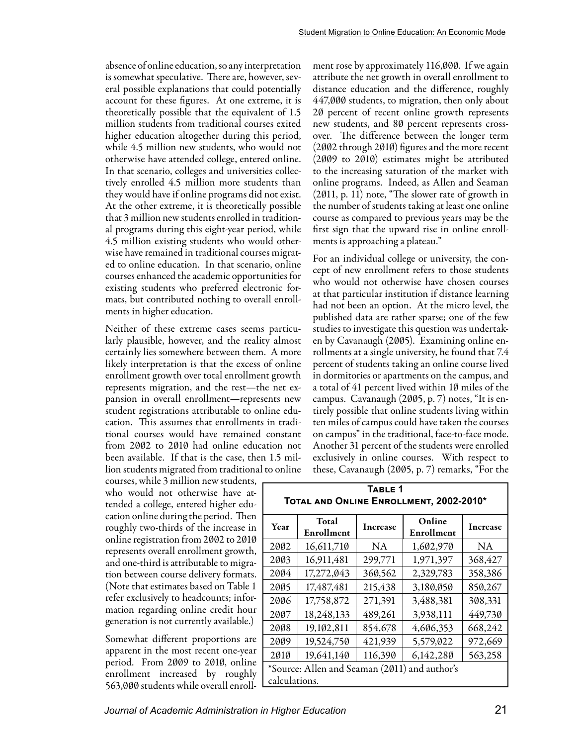absence of online education, so any interpretation is somewhat speculative. There are, however, several possible explanations that could potentially account for these figures. At one extreme, it is theoretically possible that the equivalent of 1.5 million students from traditional courses exited higher education altogether during this period, while 4.5 million new students, who would not otherwise have attended college, entered online. In that scenario, colleges and universities collectively enrolled 4.5 million more students than they would have if online programs did not exist. At the other extreme, it is theoretically possible that 3 million new students enrolled in traditional programs during this eight-year period, while 4.5 million existing students who would otherwise have remained in traditional courses migrated to online education. In that scenario, online courses enhanced the academic opportunities for existing students who preferred electronic formats, but contributed nothing to overall enrollments in higher education.

Neither of these extreme cases seems particularly plausible, however, and the reality almost certainly lies somewhere between them. A more likely interpretation is that the excess of online enrollment growth over total enrollment growth represents migration, and the rest—the net expansion in overall enrollment—represents new student registrations attributable to online education. This assumes that enrollments in traditional courses would have remained constant from 2002 to 2010 had online education not been available. If that is the case, then 1.5 million students migrated from traditional to online courses, while 3 million new students, who would not otherwise have attended a college, entered higher education online during the period. Then roughly two-thirds of the increase in online registration from 2002 to 2010 represents overall enrollment growth, and one-third is attributable to migration between course delivery formats. (Note that estimates based on Table 1 refer exclusively to headcounts; information regarding online credit hour generation is not currently available.)

Somewhat different proportions are apparent in the most recent one-year period. From 2009 to 2010, online enrollment increased by roughly 563,000 students while overall enrollment rose by approximately 116,000. If we again attribute the net growth in overall enrollment to distance education and the difference, roughly 447,000 students, to migration, then only about 20 percent of recent online growth represents new students, and 80 percent represents crossover. The difference between the longer term (2002 through 2010) figures and the more recent (2009 to 2010) estimates might be attributed to the increasing saturation of the market with online programs. Indeed, as Allen and Seaman (2011, p. 11) note, "The slower rate of growth in the number of students taking at least one online course as compared to previous years may be the first sign that the upward rise in online enrollments is approaching a plateau."

For an individual college or university, the concept of new enrollment refers to those students who would not otherwise have chosen courses at that particular institution if distance learning had not been an option. At the micro level, the published data are rather sparse; one of the few studies to investigate this question was undertaken by Cavanaugh (2005). Examining online enrollments at a single university, he found that 7.4 percent of students taking an online course lived in dormitories or apartments on the campus, and a total of 41 percent lived within 10 miles of the campus. Cavanaugh (2005, p. 7) notes, "It is entirely possible that online students living within ten miles of campus could have taken the courses on campus" in the traditional, face-to-face mode. Another 31 percent of the students were enrolled exclusively in online courses. With respect to these, Cavanaugh (2005, p. 7) remarks, "For the

**Table 1**
**Total and Online Enrollment, 2002-2010***

| Year | Total Enrollment | Increase | Online Enrollment | Increase |
|---|---|---|---|---|
| 2002 | 16,611,710 | NA | 1,602,970 | NA |
| 2003 | 16,911,481 | 299,771 | 1,971,397 | 368,427 |
| 2004 | 17,272,043 | 360,562 | 2,329,783 | 358,386 |
| 2005 | 17,487,481 | 215,438 | 3,180,050 | 850,267 |
| 2006 | 17,758,872 | 271,391 | 3,488,381 | 308,331 |
| 2007 | 18,248,133 | 489,261 | 3,938,111 | 449,730 |
| 2008 | 19,102,811 | 854,678 | 4,606,353 | 668,242 |
| 2009 | 19,524,750 | 421,939 | 5,579,022 | 972,669 |
| 2010 | 19,641,140 | 116,390 | 6,142,280 | 563,258 |

*Source: Allen and Seaman (2011) and author's calculations.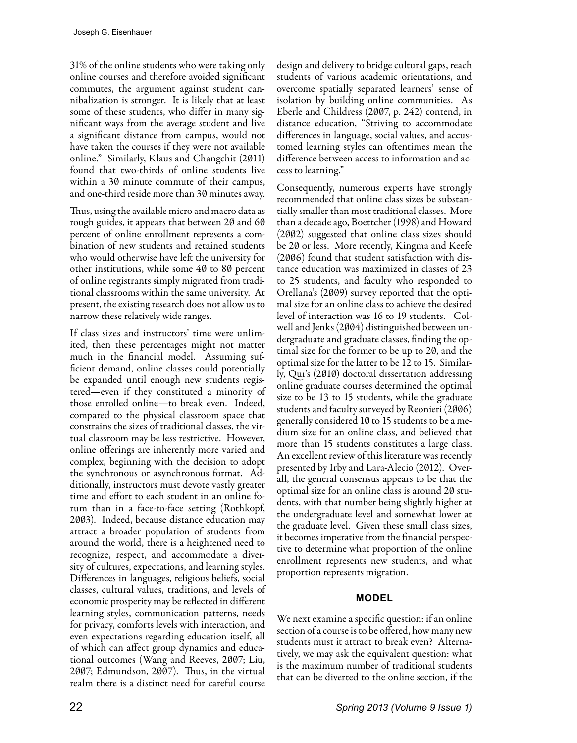31% of the online students who were taking only online courses and therefore avoided significant commutes, the argument against student cannibalization is stronger. It is likely that at least some of these students, who differ in many significant ways from the average student and live a significant distance from campus, would not have taken the courses if they were not available online." Similarly, Klaus and Changchit (2011) found that two-thirds of online students live within a 30 minute commute of their campus, and one-third reside more than 30 minutes away.

Thus, using the available micro and macro data as rough guides, it appears that between 20 and 60 percent of online enrollment represents a combination of new students and retained students who would otherwise have left the university for other institutions, while some 40 to 80 percent of online registrants simply migrated from traditional classrooms within the same university. At present, the existing research does not allow us to narrow these relatively wide ranges.

If class sizes and instructors' time were unlimited, then these percentages might not matter much in the financial model. Assuming sufficient demand, online classes could potentially be expanded until enough new students registered—even if they constituted a minority of those enrolled online—to break even. Indeed, compared to the physical classroom space that constrains the sizes of traditional classes, the virtual classroom may be less restrictive. However, online offerings are inherently more varied and complex, beginning with the decision to adopt the synchronous or asynchronous format. Additionally, instructors must devote vastly greater time and effort to each student in an online forum than in a face-to-face setting (Rothkopf, 2003). Indeed, because distance education may attract a broader population of students from around the world, there is a heightened need to recognize, respect, and accommodate a diversity of cultures, expectations, and learning styles. Differences in languages, religious beliefs, social classes, cultural values, traditions, and levels of economic prosperity may be reflected in different learning styles, communication patterns, needs for privacy, comforts levels with interaction, and even expectations regarding education itself, all of which can affect group dynamics and educational outcomes (Wang and Reeves, 2007; Liu, 2007; Edmundson, 2007). Thus, in the virtual realm there is a distinct need for careful course design and delivery to bridge cultural gaps, reach students of various academic orientations, and overcome spatially separated learners' sense of isolation by building online communities. As Eberle and Childress (2007, p. 242) contend, in distance education, "Striving to accommodate differences in language, social values, and accustomed learning styles can oftentimes mean the difference between access to information and access to learning."

Consequently, numerous experts have strongly recommended that online class sizes be substantially smaller than most traditional classes. More than a decade ago, Boettcher (1998) and Howard (2002) suggested that online class sizes should be 20 or less. More recently, Kingma and Keefe (2006) found that student satisfaction with distance education was maximized in classes of 23 to 25 students, and faculty who responded to Orellana's (2009) survey reported that the optimal size for an online class to achieve the desired level of interaction was 16 to 19 students. Colwell and Jenks (2004) distinguished between undergraduate and graduate classes, finding the optimal size for the former to be up to 20, and the optimal size for the latter to be 12 to 15. Similarly, Qui's (2010) doctoral dissertation addressing online graduate courses determined the optimal size to be 13 to 15 students, while the graduate students and faculty surveyed by Reonieri (2006) generally considered 10 to 15 students to be a medium size for an online class, and believed that more than 15 students constitutes a large class. An excellent review of this literature was recently presented by Irby and Lara-Alecio (2012). Overall, the general consensus appears to be that the optimal size for an online class is around 20 students, with that number being slightly higher at the undergraduate level and somewhat lower at the graduate level. Given these small class sizes, it becomes imperative from the financial perspective to determine what proportion of the online enrollment represents new students, and what proportion represents migration.

## MODEL

We next examine a specific question: if an online section of a course is to be offered, how many new students must it attract to break even? Alternatively, we may ask the equivalent question: what is the maximum number of traditional students that can be diverted to the online section, if the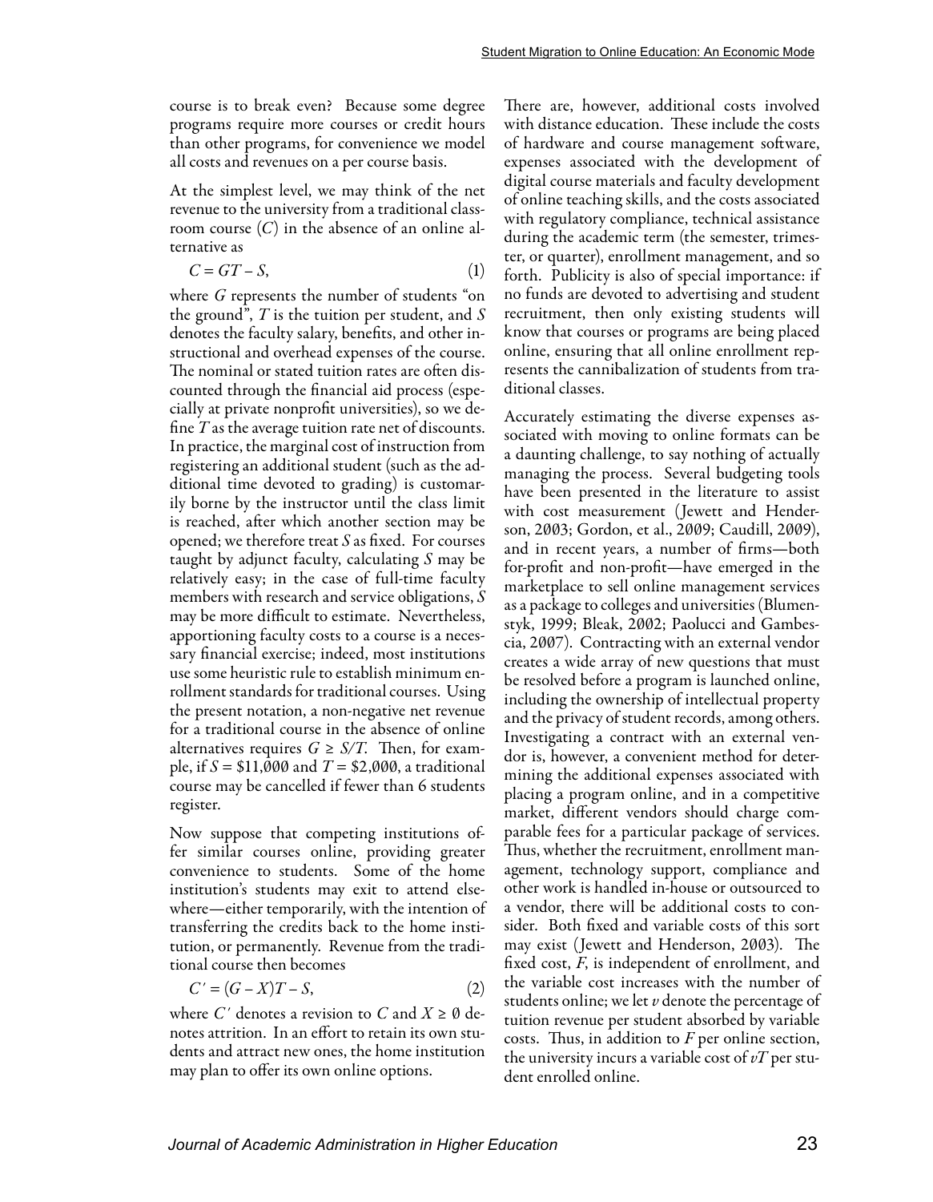course is to break even? Because some degree programs require more courses or credit hours than other programs, for convenience we model all costs and revenues on a per course basis.

At the simplest level, we may think of the net revenue to the university from a traditional classroom course ($C$) in the absence of an online alternative as

$$C = GT - S, \tag{1}$$

where $G$ represents the number of students "on the ground", $T$ is the tuition per student, and $S$ denotes the faculty salary, benefits, and other instructional and overhead expenses of the course. The nominal or stated tuition rates are often discounted through the financial aid process (especially at private nonprofit universities), so we define $T$ as the average tuition rate net of discounts. In practice, the marginal cost of instruction from registering an additional student (such as the additional time devoted to grading) is customarily borne by the instructor until the class limit is reached, after which another section may be opened; we therefore treat $S$ as fixed. For courses taught by adjunct faculty, calculating $S$ may be relatively easy; in the case of full-time faculty members with research and service obligations, $S$ may be more difficult to estimate. Nevertheless, apportioning faculty costs to a course is a necessary financial exercise; indeed, most institutions use some heuristic rule to establish minimum enrollment standards for traditional courses. Using the present notation, a non-negative net revenue for a traditional course in the absence of online alternatives requires $G \geq S/T$. Then, for example, if $S = \$11{,}000$ and $T = \$2{,}000$, a traditional course may be cancelled if fewer than 6 students register.

Now suppose that competing institutions offer similar courses online, providing greater convenience to students. Some of the home institution's students may exit to attend elsewhere—either temporarily, with the intention of transferring the credits back to the home institution, or permanently. Revenue from the traditional course then becomes

$$C' = (G - X)T - S, \tag{2}$$

where $C'$ denotes a revision to $C$ and $X \geq 0$ denotes attrition. In an effort to retain its own students and attract new ones, the home institution may plan to offer its own online options.

There are, however, additional costs involved with distance education. These include the costs of hardware and course management software, expenses associated with the development of digital course materials and faculty development of online teaching skills, and the costs associated with regulatory compliance, technical assistance during the academic term (the semester, trimester, or quarter), enrollment management, and so forth. Publicity is also of special importance: if no funds are devoted to advertising and student recruitment, then only existing students will know that courses or programs are being placed online, ensuring that all online enrollment represents the cannibalization of students from traditional classes.

Accurately estimating the diverse expenses associated with moving to online formats can be a daunting challenge, to say nothing of actually managing the process. Several budgeting tools have been presented in the literature to assist with cost measurement (Jewett and Henderson, 2003; Gordon, et al., 2009; Caudill, 2009), and in recent years, a number of firms—both for-profit and non-profit—have emerged in the marketplace to sell online management services as a package to colleges and universities (Blumenstyk, 1999; Bleak, 2002; Paolucci and Gambescia, 2007). Contracting with an external vendor creates a wide array of new questions that must be resolved before a program is launched online, including the ownership of intellectual property and the privacy of student records, among others. Investigating a contract with an external vendor is, however, a convenient method for determining the additional expenses associated with placing a program online, and in a competitive market, different vendors should charge comparable fees for a particular package of services. Thus, whether the recruitment, enrollment management, technology support, compliance and other work is handled in-house or outsourced to a vendor, there will be additional costs to consider. Both fixed and variable costs of this sort may exist (Jewett and Henderson, 2003). The fixed cost, $F$, is independent of enrollment, and the variable cost increases with the number of students online; we let $v$ denote the percentage of tuition revenue per student absorbed by variable costs. Thus, in addition to $F$ per online section, the university incurs a variable cost of $vT$ per student enrolled online.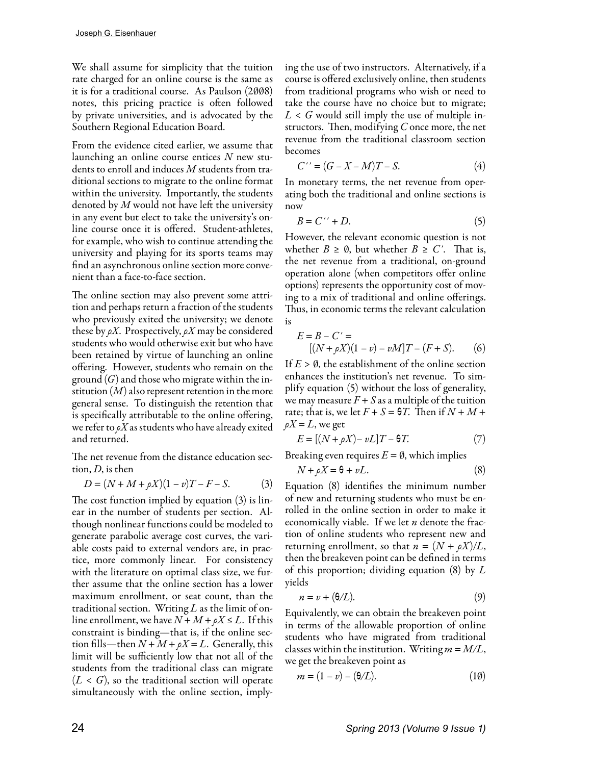We shall assume for simplicity that the tuition rate charged for an online course is the same as it is for a traditional course. As Paulson (2008) notes, this pricing practice is often followed by private universities, and is advocated by the Southern Regional Education Board.

From the evidence cited earlier, we assume that launching an online course entices $N$ new students to enroll and induces $M$ students from traditional sections to migrate to the online format within the university. Importantly, the students denoted by $M$ would not have left the university in any event but elect to take the university's online course once it is offered. Student-athletes, for example, who wish to continue attending the university and playing for its sports teams may find an asynchronous online section more convenient than a face-to-face section.

The online section may also prevent some attrition and perhaps return a fraction of the students who previously exited the university; we denote these by $\rho X$. Prospectively, $\rho X$ may be considered students who would otherwise exit but who have been retained by virtue of launching an online offering. However, students who remain on the ground ($G$) and those who migrate within the institution ($M$) also represent retention in the more general sense. To distinguish the retention that is specifically attributable to the online offering, we refer to $\rho X$ as students who have already exited and returned.

The net revenue from the distance education section, $D$, is then

$$D = (N + M + \rho X)(1 - v)T - F - S. \qquad (3)$$

The cost function implied by equation (3) is linear in the number of students per section. Although nonlinear functions could be modeled to generate parabolic average cost curves, the variable costs paid to external vendors are, in practice, more commonly linear. For consistency with the literature on optimal class size, we further assume that the online section has a lower maximum enrollment, or seat count, than the traditional section. Writing $L$ as the limit of online enrollment, we have $N + M + \rho X \leq L$. If this constraint is binding—that is, if the online section fills—then $N + M + \rho X = L$. Generally, this limit will be sufficiently low that not all of the students from the traditional class can migrate ($L < G$), so the traditional section will operate simultaneously with the online section, implying the use of two instructors. Alternatively, if a course is offered exclusively online, then students from traditional programs who wish or need to take the course have no choice but to migrate; $L < G$ would still imply the use of multiple instructors. Then, modifying $C$ once more, the net revenue from the traditional classroom section becomes

$$C'' = (G - X - M)T - S. \qquad (4)$$

In monetary terms, the net revenue from operating both the traditional and online sections is now

$$B = C'' + D. \qquad (5)$$

However, the relevant economic question is not whether $B \geq 0$, but whether $B \geq C'$. That is, the net revenue from a traditional, on-ground operation alone (when competitors offer online options) represents the opportunity cost of moving to a mix of traditional and online offerings. Thus, in economic terms the relevant calculation is

$$E = B - C' = [(N + \rho X)(1 - v) - vM]T - (F + S). \qquad (6)$$

If $E > 0$, the establishment of the online section enhances the institution's net revenue. To simplify equation (5) without the loss of generality, we may measure $F + S$ as a multiple of the tuition rate; that is, we let $F + S = \theta T$. Then if $N + M + \rho X = L$, we get

$$E = [(N + \rho X) - vL]T - \theta T. \qquad (7)$$

Breaking even requires $E = 0$, which implies

$$N + \rho X = \theta + vL. \qquad (8)$$

Equation (8) identifies the minimum number of new and returning students who must be enrolled in the online section in order to make it economically viable. If we let $n$ denote the fraction of online students who represent new and returning enrollment, so that $n = (N + \rho X)/L$, then the breakeven point can be defined in terms of this proportion; dividing equation (8) by $L$ yields

$$n = v + (\theta/L). \qquad (9)$$

Equivalently, we can obtain the breakeven point in terms of the allowable proportion of online students who have migrated from traditional classes within the institution. Writing $m = M/L$, we get the breakeven point as

$$m = (1 - v) - (\theta/L). \qquad (10)$$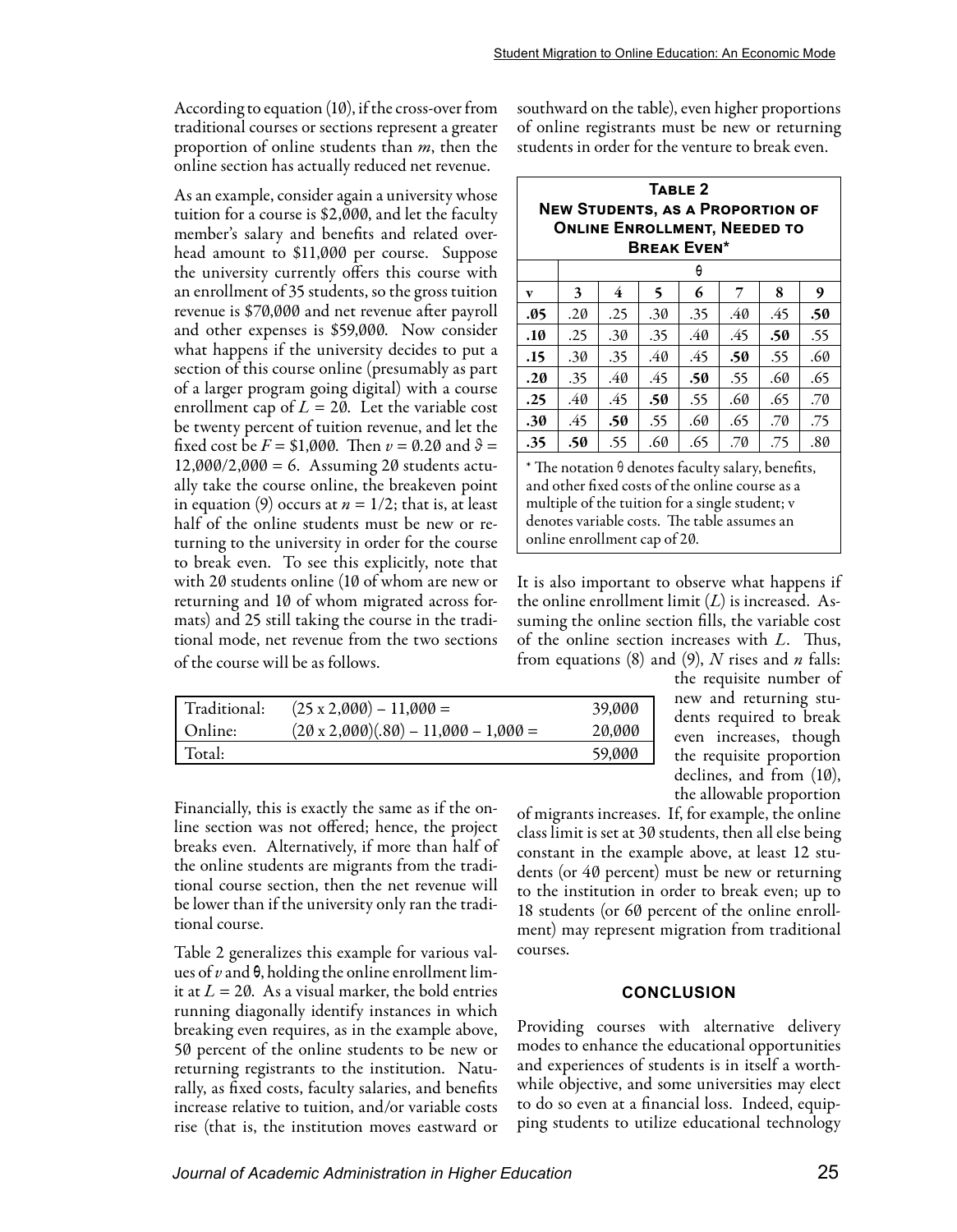According to equation (10), if the cross-over from traditional courses or sections represent a greater proportion of online students than $m$, then the online section has actually reduced net revenue.

As an example, consider again a university whose tuition for a course is \$2,000, and let the faculty member's salary and benefits and related overhead amount to \$11,000 per course. Suppose the university currently offers this course with an enrollment of 35 students, so the gross tuition revenue is \$70,000 and net revenue after payroll and other expenses is \$59,000. Now consider what happens if the university decides to put a section of this course online (presumably as part of a larger program going digital) with a course enrollment cap of $L = 20$. Let the variable cost be twenty percent of tuition revenue, and let the fixed cost be $F = \$1{,}000$. Then $v = 0.20$ and $\vartheta = 12{,}000/2{,}000 = 6$. Assuming 20 students actually take the course online, the breakeven point in equation (9) occurs at $n = 1/2$; that is, at least half of the online students must be new or returning to the university in order for the course to break even. To see this explicitly, note that with 20 students online (10 of whom are new or returning and 10 of whom migrated across formats) and 25 still taking the course in the traditional mode, net revenue from the two sections of the course will be as follows.

| Traditional: | $(25 \times 2{,}000) - 11{,}000 =$ | 39,000 |
|---|---|---|
| Online: | $(20 \times 2{,}000)(.80) - 11{,}000 - 1{,}000 =$ | 20,000 |
| Total: | | 59,000 |

Financially, this is exactly the same as if the online section was not offered; hence, the project breaks even. Alternatively, if more than half of the online students are migrants from the traditional course section, then the net revenue will be lower than if the university only ran the traditional course.

Table 2 generalizes this example for various values of $v$ and $\theta$, holding the online enrollment limit at $L = 20$. As a visual marker, the bold entries running diagonally identify instances in which breaking even requires, as in the example above, 50 percent of the online students to be new or returning registrants to the institution. Naturally, as fixed costs, faculty salaries, and benefits increase relative to tuition, and/or variable costs rise (that is, the institution moves eastward or southward on the table), even higher proportions of online registrants must be new or returning students in order for the venture to break even.

**Table 2**
**New Students, as a Proportion of Online Enrollment, Needed to Break Even***

| | θ | | | | | | |
|---|---|---|---|---|---|---|---|
| **v** | **3** | **4** | **5** | **6** | **7** | **8** | **9** |
| **.05** | .20 | .25 | .30 | .35 | .40 | .45 | **.50** |
| **.10** | .25 | .30 | .35 | .40 | .45 | **.50** | .55 |
| **.15** | .30 | .35 | .40 | .45 | **.50** | .55 | .60 |
| **.20** | .35 | .40 | .45 | **.50** | .55 | .60 | .65 |
| **.25** | .40 | .45 | **.50** | .55 | .60 | .65 | .70 |
| **.30** | .45 | **.50** | .55 | .60 | .65 | .70 | .75 |
| **.35** | **.50** | .55 | .60 | .65 | .70 | .75 | .80 |

* The notation θ denotes faculty salary, benefits, and other fixed costs of the online course as a multiple of the tuition for a single student; v denotes variable costs. The table assumes an online enrollment cap of 20.

It is also important to observe what happens if the online enrollment limit ($L$) is increased. Assuming the online section fills, the variable cost of the online section increases with $L$. Thus, from equations (8) and (9), $N$ rises and $n$ falls: the requisite number of new and returning students required to break even increases, though the requisite proportion declines, and from (10), the allowable proportion of migrants increases. If, for example, the online class limit is set at 30 students, then all else being constant in the example above, at least 12 students (or 40 percent) must be new or returning to the institution in order to break even; up to 18 students (or 60 percent of the online enrollment) may represent migration from traditional courses.

## CONCLUSION

Providing courses with alternative delivery modes to enhance the educational opportunities and experiences of students is in itself a worthwhile objective, and some universities may elect to do so even at a financial loss. Indeed, equipping students to utilize educational technology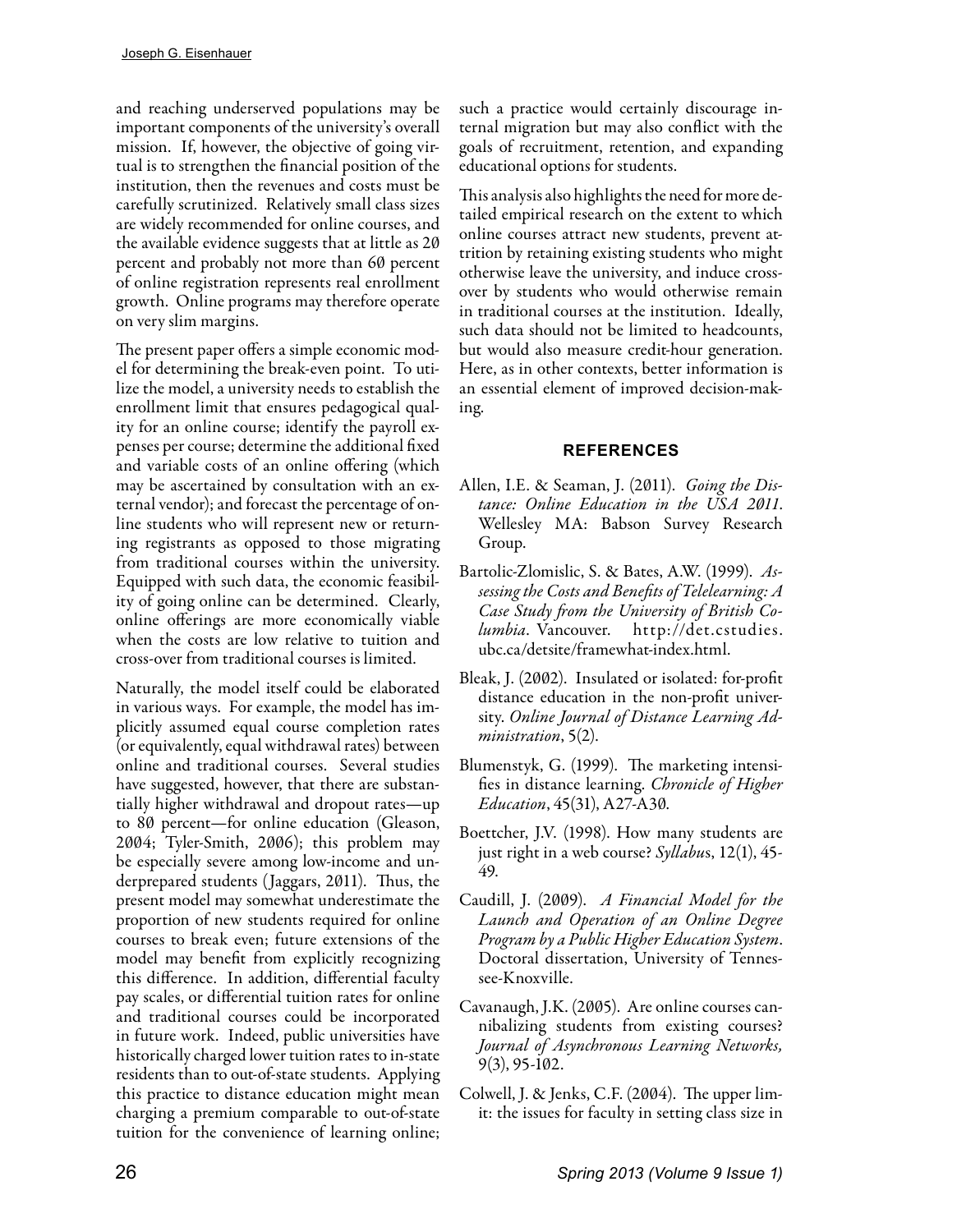and reaching underserved populations may be important components of the university's overall mission. If, however, the objective of going virtual is to strengthen the financial position of the institution, then the revenues and costs must be carefully scrutinized. Relatively small class sizes are widely recommended for online courses, and the available evidence suggests that at little as 20 percent and probably not more than 60 percent of online registration represents real enrollment growth. Online programs may therefore operate on very slim margins.

The present paper offers a simple economic model for determining the break-even point. To utilize the model, a university needs to establish the enrollment limit that ensures pedagogical quality for an online course; identify the payroll expenses per course; determine the additional fixed and variable costs of an online offering (which may be ascertained by consultation with an external vendor); and forecast the percentage of online students who will represent new or returning registrants as opposed to those migrating from traditional courses within the university. Equipped with such data, the economic feasibility of going online can be determined. Clearly, online offerings are more economically viable when the costs are low relative to tuition and cross-over from traditional courses is limited.

Naturally, the model itself could be elaborated in various ways. For example, the model has implicitly assumed equal course completion rates (or equivalently, equal withdrawal rates) between online and traditional courses. Several studies have suggested, however, that there are substantially higher withdrawal and dropout rates—up to 80 percent—for online education (Gleason, 2004; Tyler-Smith, 2006); this problem may be especially severe among low-income and underprepared students (Jaggars, 2011). Thus, the present model may somewhat underestimate the proportion of new students required for online courses to break even; future extensions of the model may benefit from explicitly recognizing this difference. In addition, differential faculty pay scales, or differential tuition rates for online and traditional courses could be incorporated in future work. Indeed, public universities have historically charged lower tuition rates to in-state residents than to out-of-state students. Applying this practice to distance education might mean charging a premium comparable to out-of-state tuition for the convenience of learning online; such a practice would certainly discourage internal migration but may also conflict with the goals of recruitment, retention, and expanding educational options for students.

This analysis also highlights the need for more detailed empirical research on the extent to which online courses attract new students, prevent attrition by retaining existing students who might otherwise leave the university, and induce crossover by students who would otherwise remain in traditional courses at the institution. Ideally, such data should not be limited to headcounts, but would also measure credit-hour generation. Here, as in other contexts, better information is an essential element of improved decision-making.

## REFERENCES

Allen, I.E. & Seaman, J. (2011). *Going the Distance: Online Education in the USA 2011*. Wellesley MA: Babson Survey Research Group.

Bartolic-Zlomislic, S. & Bates, A.W. (1999). *Assessing the Costs and Benefits of Telelearning: A Case Study from the University of British Columbia*. Vancouver. http://det.cstudies.ubc.ca/detsite/framewhat-index.html.

Bleak, J. (2002). Insulated or isolated: for-profit distance education in the non-profit university. *Online Journal of Distance Learning Administration*, 5(2).

Blumenstyk, G. (1999). The marketing intensifies in distance learning. *Chronicle of Higher Education*, 45(31), A27-A30.

Boettcher, J.V. (1998). How many students are just right in a web course? *Syllabus*, 12(1), 45-49.

Caudill, J. (2009). *A Financial Model for the Launch and Operation of an Online Degree Program by a Public Higher Education System*. Doctoral dissertation, University of Tennessee-Knoxville.

Cavanaugh, J.K. (2005). Are online courses cannibalizing students from existing courses? *Journal of Asynchronous Learning Networks,* 9(3), 95-102.

Colwell, J. & Jenks, C.F. (2004). The upper limit: the issues for faculty in setting class size in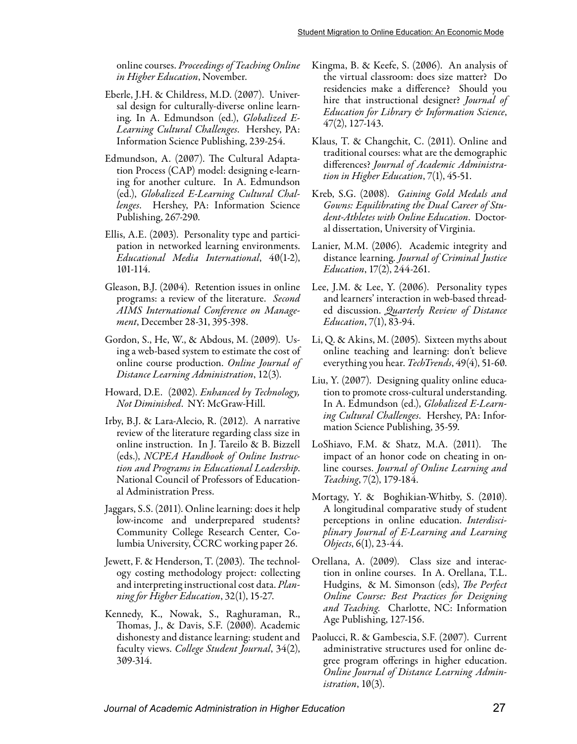online courses. *Proceedings of Teaching Online in Higher Education*, November.

Eberle, J.H. & Childress, M.D. (2007). Universal design for culturally-diverse online learning. In A. Edmundson (ed.), *Globalized E-Learning Cultural Challenges*. Hershey, PA: Information Science Publishing, 239-254.

Edmundson, A. (2007). The Cultural Adaptation Process (CAP) model: designing e-learning for another culture. In A. Edmundson (ed.), *Globalized E-Learning Cultural Challenges*. Hershey, PA: Information Science Publishing, 267-290.

Ellis, A.E. (2003). Personality type and participation in networked learning environments. *Educational Media International*, 40(1-2), 101-114.

Gleason, B.J. (2004). Retention issues in online programs: a review of the literature. *Second AIMS International Conference on Management*, December 28-31, 395-398.

Gordon, S., He, W., & Abdous, M. (2009). Using a web-based system to estimate the cost of online course production. *Online Journal of Distance Learning Administration*, 12(3).

Howard, D.E. (2002). *Enhanced by Technology, Not Diminished*. NY: McGraw-Hill.

Irby, B.J. & Lara-Alecio, R. (2012). A narrative review of the literature regarding class size in online instruction. In J. Tareilo & B. Bizzell (eds.), *NCPEA Handbook of Online Instruction and Programs in Educational Leadership*. National Council of Professors of Educational Administration Press.

Jaggars, S.S. (2011). Online learning: does it help low-income and underprepared students? Community College Research Center, Columbia University, CCRC working paper 26.

Jewett, F. & Henderson, T. (2003). The technology costing methodology project: collecting and interpreting instructional cost data. *Planning for Higher Education*, 32(1), 15-27.

Kennedy, K., Nowak, S., Raghuraman, R., Thomas, J., & Davis, S.F. (2000). Academic dishonesty and distance learning: student and faculty views. *College Student Journal*, 34(2), 309-314.

Kingma, B. & Keefe, S. (2006). An analysis of the virtual classroom: does size matter? Do residencies make a difference? Should you hire that instructional designer? *Journal of Education for Library & Information Science*, 47(2), 127-143.

Klaus, T. & Changchit, C. (2011). Online and traditional courses: what are the demographic differences? *Journal of Academic Administration in Higher Education*, 7(1), 45-51.

Kreb, S.G. (2008). *Gaining Gold Medals and Gowns: Equilibrating the Dual Career of Student-Athletes with Online Education*. Doctoral dissertation, University of Virginia.

Lanier, M.M. (2006). Academic integrity and distance learning. *Journal of Criminal Justice Education*, 17(2), 244-261.

Lee, J.M. & Lee, Y. (2006). Personality types and learners' interaction in web-based threaded discussion. *Quarterly Review of Distance Education*, 7(1), 83-94.

Li, Q. & Akins, M. (2005). Sixteen myths about online teaching and learning: don't believe everything you hear. *TechTrends*, 49(4), 51-60.

Liu, Y. (2007). Designing quality online education to promote cross-cultural understanding. In A. Edmundson (ed.), *Globalized E-Learning Cultural Challenges*. Hershey, PA: Information Science Publishing, 35-59.

LoShiavo, F.M. & Shatz, M.A. (2011). The impact of an honor code on cheating in online courses. *Journal of Online Learning and Teaching*, 7(2), 179-184.

Mortagy, Y. & Boghikian-Whitby, S. (2010). A longitudinal comparative study of student perceptions in online education. *Interdisciplinary Journal of E-Learning and Learning Objects*, 6(1), 23-44.

Orellana, A. (2009). Class size and interaction in online courses. In A. Orellana, T.L. Hudgins, & M. Simonson (eds), *The Perfect Online Course: Best Practices for Designing and Teaching*. Charlotte, NC: Information Age Publishing, 127-156.

Paolucci, R. & Gambescia, S.F. (2007). Current administrative structures used for online degree program offerings in higher education. *Online Journal of Distance Learning Administration*, 10(3).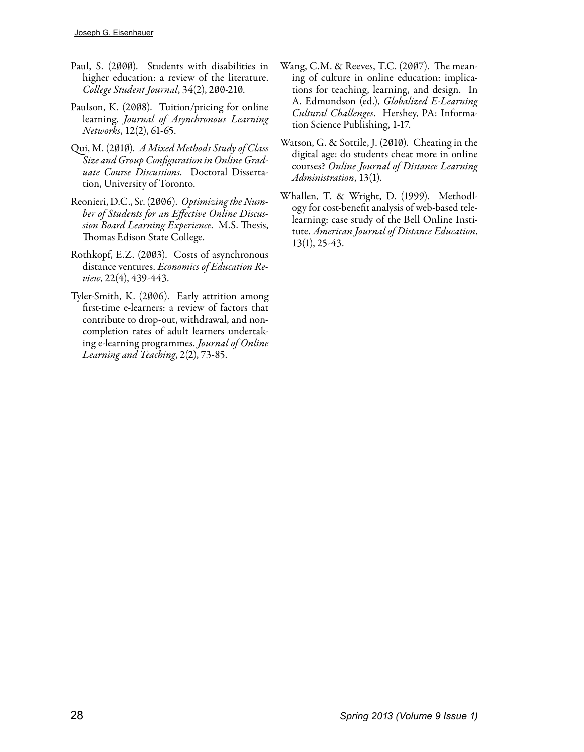Paul, S. (2000). Students with disabilities in higher education: a review of the literature. *College Student Journal*, 34(2), 200-210.

Paulson, K. (2008). Tuition/pricing for online learning. *Journal of Asynchronous Learning Networks*, 12(2), 61-65.

Qui, M. (2010). *A Mixed Methods Study of Class Size and Group Configuration in Online Graduate Course Discussions*. Doctoral Dissertation, University of Toronto.

Reonieri, D.C., Sr. (2006). *Optimizing the Number of Students for an Effective Online Discussion Board Learning Experience*. M.S. Thesis, Thomas Edison State College.

Rothkopf, E.Z. (2003). Costs of asynchronous distance ventures. *Economics of Education Review*, 22(4), 439-443.

Tyler-Smith, K. (2006). Early attrition among first-time e-learners: a review of factors that contribute to drop-out, withdrawal, and non-completion rates of adult learners undertaking e-learning programmes. *Journal of Online Learning and Teaching*, 2(2), 73-85.

Wang, C.M. & Reeves, T.C. (2007). The meaning of culture in online education: implications for teaching, learning, and design. In A. Edmundson (ed.), *Globalized E-Learning Cultural Challenges*. Hershey, PA: Information Science Publishing, 1-17.

Watson, G. & Sottile, J. (2010). Cheating in the digital age: do students cheat more in online courses? *Online Journal of Distance Learning Administration*, 13(1).

Whallen, T. & Wright, D. (1999). Methodlogy for cost-benefit analysis of web-based tele-learning: case study of the Bell Online Institute. *American Journal of Distance Education*, 13(1), 25-43.